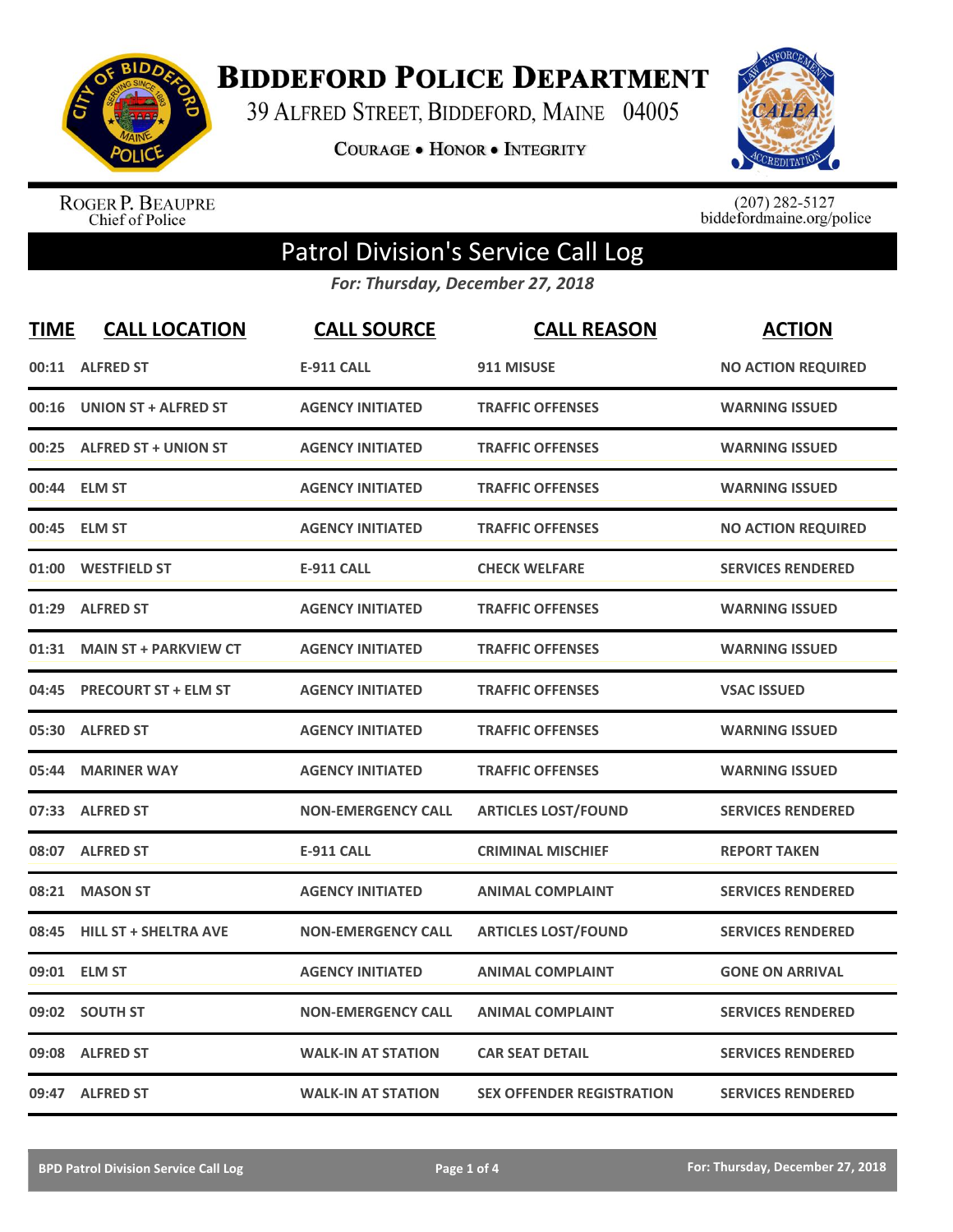# Biddeford Police Department

39 Alfred Street, Biddeford, Maine 04005

**Courage • Honor • Integrity**

Roger P. Beaupre
Chief of Police

(207) 282-5127
biddefordmaine.org/police

## Patrol Division's Service Call Log

*For: Thursday, December 27, 2018*

| TIME | CALL LOCATION | CALL SOURCE | CALL REASON | ACTION |
|---|---|---|---|---|
| 00:11 | ALFRED ST | E-911 CALL | 911 MISUSE | NO ACTION REQUIRED |
| 00:16 | UNION ST + ALFRED ST | AGENCY INITIATED | TRAFFIC OFFENSES | WARNING ISSUED |
| 00:25 | ALFRED ST + UNION ST | AGENCY INITIATED | TRAFFIC OFFENSES | WARNING ISSUED |
| 00:44 | ELM ST | AGENCY INITIATED | TRAFFIC OFFENSES | WARNING ISSUED |
| 00:45 | ELM ST | AGENCY INITIATED | TRAFFIC OFFENSES | NO ACTION REQUIRED |
| 01:00 | WESTFIELD ST | E-911 CALL | CHECK WELFARE | SERVICES RENDERED |
| 01:29 | ALFRED ST | AGENCY INITIATED | TRAFFIC OFFENSES | WARNING ISSUED |
| 01:31 | MAIN ST + PARKVIEW CT | AGENCY INITIATED | TRAFFIC OFFENSES | WARNING ISSUED |
| 04:45 | PRECOURT ST + ELM ST | AGENCY INITIATED | TRAFFIC OFFENSES | VSAC ISSUED |
| 05:30 | ALFRED ST | AGENCY INITIATED | TRAFFIC OFFENSES | WARNING ISSUED |
| 05:44 | MARINER WAY | AGENCY INITIATED | TRAFFIC OFFENSES | WARNING ISSUED |
| 07:33 | ALFRED ST | NON-EMERGENCY CALL | ARTICLES LOST/FOUND | SERVICES RENDERED |
| 08:07 | ALFRED ST | E-911 CALL | CRIMINAL MISCHIEF | REPORT TAKEN |
| 08:21 | MASON ST | AGENCY INITIATED | ANIMAL COMPLAINT | SERVICES RENDERED |
| 08:45 | HILL ST + SHELTRA AVE | NON-EMERGENCY CALL | ARTICLES LOST/FOUND | SERVICES RENDERED |
| 09:01 | ELM ST | AGENCY INITIATED | ANIMAL COMPLAINT | GONE ON ARRIVAL |
| 09:02 | SOUTH ST | NON-EMERGENCY CALL | ANIMAL COMPLAINT | SERVICES RENDERED |
| 09:08 | ALFRED ST | WALK-IN AT STATION | CAR SEAT DETAIL | SERVICES RENDERED |
| 09:47 | ALFRED ST | WALK-IN AT STATION | SEX OFFENDER REGISTRATION | SERVICES RENDERED |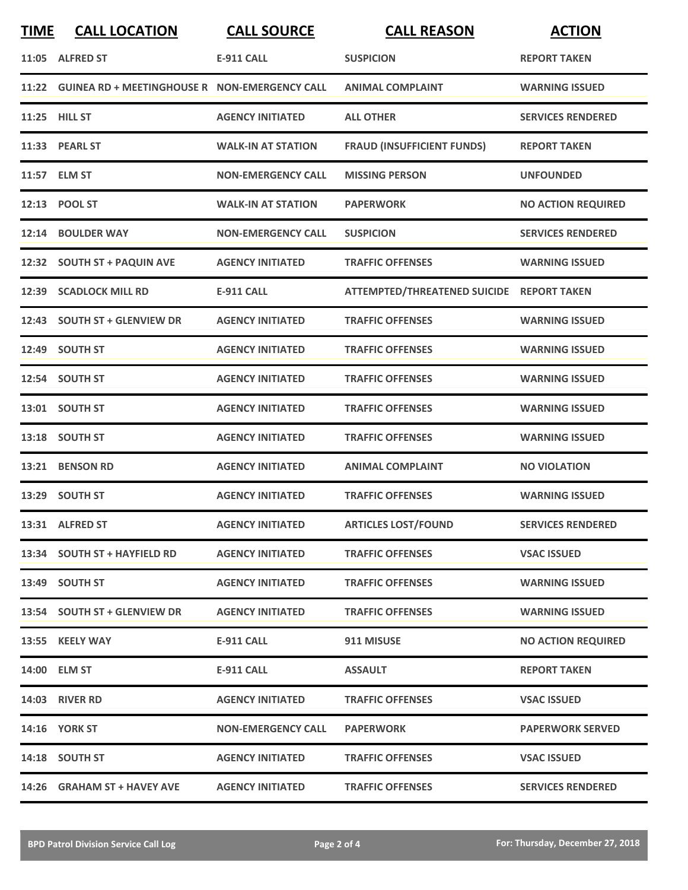| TIME | CALL LOCATION | CALL SOURCE | CALL REASON | ACTION |
|---|---|---|---|---|
| 11:05 | ALFRED ST | E-911 CALL | SUSPICION | REPORT TAKEN |
| 11:22 | GUINEA RD + MEETINGHOUSE R | NON-EMERGENCY CALL | ANIMAL COMPLAINT | WARNING ISSUED |
| 11:25 | HILL ST | AGENCY INITIATED | ALL OTHER | SERVICES RENDERED |
| 11:33 | PEARL ST | WALK-IN AT STATION | FRAUD (INSUFFICIENT FUNDS) | REPORT TAKEN |
| 11:57 | ELM ST | NON-EMERGENCY CALL | MISSING PERSON | UNFOUNDED |
| 12:13 | POOL ST | WALK-IN AT STATION | PAPERWORK | NO ACTION REQUIRED |
| 12:14 | BOULDER WAY | NON-EMERGENCY CALL | SUSPICION | SERVICES RENDERED |
| 12:32 | SOUTH ST + PAQUIN AVE | AGENCY INITIATED | TRAFFIC OFFENSES | WARNING ISSUED |
| 12:39 | SCADLOCK MILL RD | E-911 CALL | ATTEMPTED/THREATENED SUICIDE | REPORT TAKEN |
| 12:43 | SOUTH ST + GLENVIEW DR | AGENCY INITIATED | TRAFFIC OFFENSES | WARNING ISSUED |
| 12:49 | SOUTH ST | AGENCY INITIATED | TRAFFIC OFFENSES | WARNING ISSUED |
| 12:54 | SOUTH ST | AGENCY INITIATED | TRAFFIC OFFENSES | WARNING ISSUED |
| 13:01 | SOUTH ST | AGENCY INITIATED | TRAFFIC OFFENSES | WARNING ISSUED |
| 13:18 | SOUTH ST | AGENCY INITIATED | TRAFFIC OFFENSES | WARNING ISSUED |
| 13:21 | BENSON RD | AGENCY INITIATED | ANIMAL COMPLAINT | NO VIOLATION |
| 13:29 | SOUTH ST | AGENCY INITIATED | TRAFFIC OFFENSES | WARNING ISSUED |
| 13:31 | ALFRED ST | AGENCY INITIATED | ARTICLES LOST/FOUND | SERVICES RENDERED |
| 13:34 | SOUTH ST + HAYFIELD RD | AGENCY INITIATED | TRAFFIC OFFENSES | VSAC ISSUED |
| 13:49 | SOUTH ST | AGENCY INITIATED | TRAFFIC OFFENSES | WARNING ISSUED |
| 13:54 | SOUTH ST + GLENVIEW DR | AGENCY INITIATED | TRAFFIC OFFENSES | WARNING ISSUED |
| 13:55 | KEELY WAY | E-911 CALL | 911 MISUSE | NO ACTION REQUIRED |
| 14:00 | ELM ST | E-911 CALL | ASSAULT | REPORT TAKEN |
| 14:03 | RIVER RD | AGENCY INITIATED | TRAFFIC OFFENSES | VSAC ISSUED |
| 14:16 | YORK ST | NON-EMERGENCY CALL | PAPERWORK | PAPERWORK SERVED |
| 14:18 | SOUTH ST | AGENCY INITIATED | TRAFFIC OFFENSES | VSAC ISSUED |
| 14:26 | GRAHAM ST + HAVEY AVE | AGENCY INITIATED | TRAFFIC OFFENSES | SERVICES RENDERED |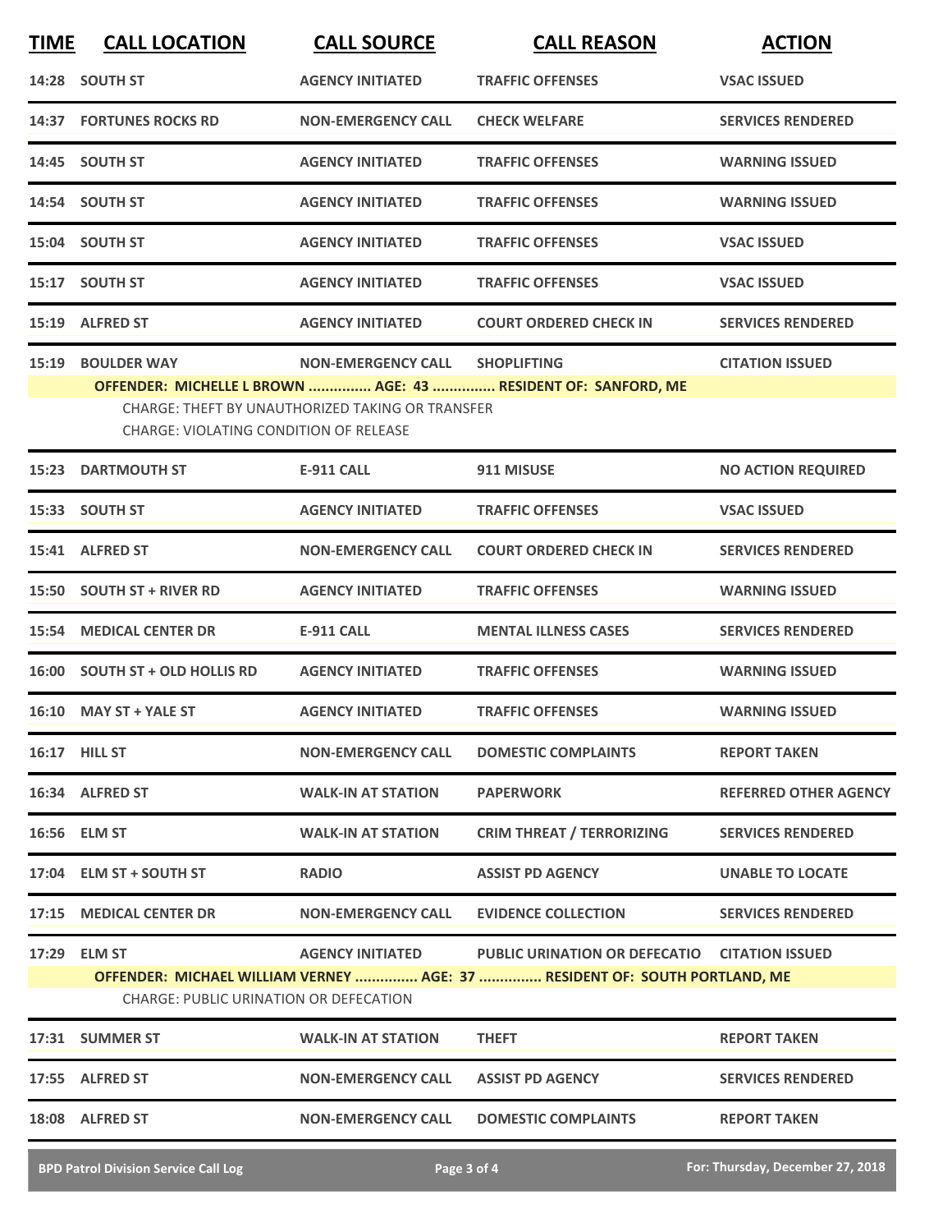| TIME | CALL LOCATION | CALL SOURCE | CALL REASON | ACTION |
|---|---|---|---|---|
| 14:28 | SOUTH ST | AGENCY INITIATED | TRAFFIC OFFENSES | VSAC ISSUED |
| 14:37 | FORTUNES ROCKS RD | NON-EMERGENCY CALL | CHECK WELFARE | SERVICES RENDERED |
| 14:45 | SOUTH ST | AGENCY INITIATED | TRAFFIC OFFENSES | WARNING ISSUED |
| 14:54 | SOUTH ST | AGENCY INITIATED | TRAFFIC OFFENSES | WARNING ISSUED |
| 15:04 | SOUTH ST | AGENCY INITIATED | TRAFFIC OFFENSES | VSAC ISSUED |
| 15:17 | SOUTH ST | AGENCY INITIATED | TRAFFIC OFFENSES | VSAC ISSUED |
| 15:19 | ALFRED ST | AGENCY INITIATED | COURT ORDERED CHECK IN | SERVICES RENDERED |
| 15:19 | BOULDER WAY | NON-EMERGENCY CALL | SHOPLIFTING | CITATION ISSUED |

**OFFENDER: MICHELLE L BROWN ............... AGE: 43 ............... RESIDENT OF: SANFORD, ME**

CHARGE: THEFT BY UNAUTHORIZED TAKING OR TRANSFER
CHARGE: VIOLATING CONDITION OF RELEASE

| TIME | CALL LOCATION | CALL SOURCE | CALL REASON | ACTION |
|---|---|---|---|---|
| 15:23 | DARTMOUTH ST | E-911 CALL | 911 MISUSE | NO ACTION REQUIRED |
| 15:33 | SOUTH ST | AGENCY INITIATED | TRAFFIC OFFENSES | VSAC ISSUED |
| 15:41 | ALFRED ST | NON-EMERGENCY CALL | COURT ORDERED CHECK IN | SERVICES RENDERED |
| 15:50 | SOUTH ST + RIVER RD | AGENCY INITIATED | TRAFFIC OFFENSES | WARNING ISSUED |
| 15:54 | MEDICAL CENTER DR | E-911 CALL | MENTAL ILLNESS CASES | SERVICES RENDERED |
| 16:00 | SOUTH ST + OLD HOLLIS RD | AGENCY INITIATED | TRAFFIC OFFENSES | WARNING ISSUED |
| 16:10 | MAY ST + YALE ST | AGENCY INITIATED | TRAFFIC OFFENSES | WARNING ISSUED |
| 16:17 | HILL ST | NON-EMERGENCY CALL | DOMESTIC COMPLAINTS | REPORT TAKEN |
| 16:34 | ALFRED ST | WALK-IN AT STATION | PAPERWORK | REFERRED OTHER AGENCY |
| 16:56 | ELM ST | WALK-IN AT STATION | CRIM THREAT / TERRORIZING | SERVICES RENDERED |
| 17:04 | ELM ST + SOUTH ST | RADIO | ASSIST PD AGENCY | UNABLE TO LOCATE |
| 17:15 | MEDICAL CENTER DR | NON-EMERGENCY CALL | EVIDENCE COLLECTION | SERVICES RENDERED |
| 17:29 | ELM ST | AGENCY INITIATED | PUBLIC URINATION OR DEFECATIO | CITATION ISSUED |

**OFFENDER: MICHAEL WILLIAM VERNEY ............... AGE: 37 ............... RESIDENT OF: SOUTH PORTLAND, ME**

CHARGE: PUBLIC URINATION OR DEFECATION

| TIME | CALL LOCATION | CALL SOURCE | CALL REASON | ACTION |
|---|---|---|---|---|
| 17:31 | SUMMER ST | WALK-IN AT STATION | THEFT | REPORT TAKEN |
| 17:55 | ALFRED ST | NON-EMERGENCY CALL | ASSIST PD AGENCY | SERVICES RENDERED |
| 18:08 | ALFRED ST | NON-EMERGENCY CALL | DOMESTIC COMPLAINTS | REPORT TAKEN |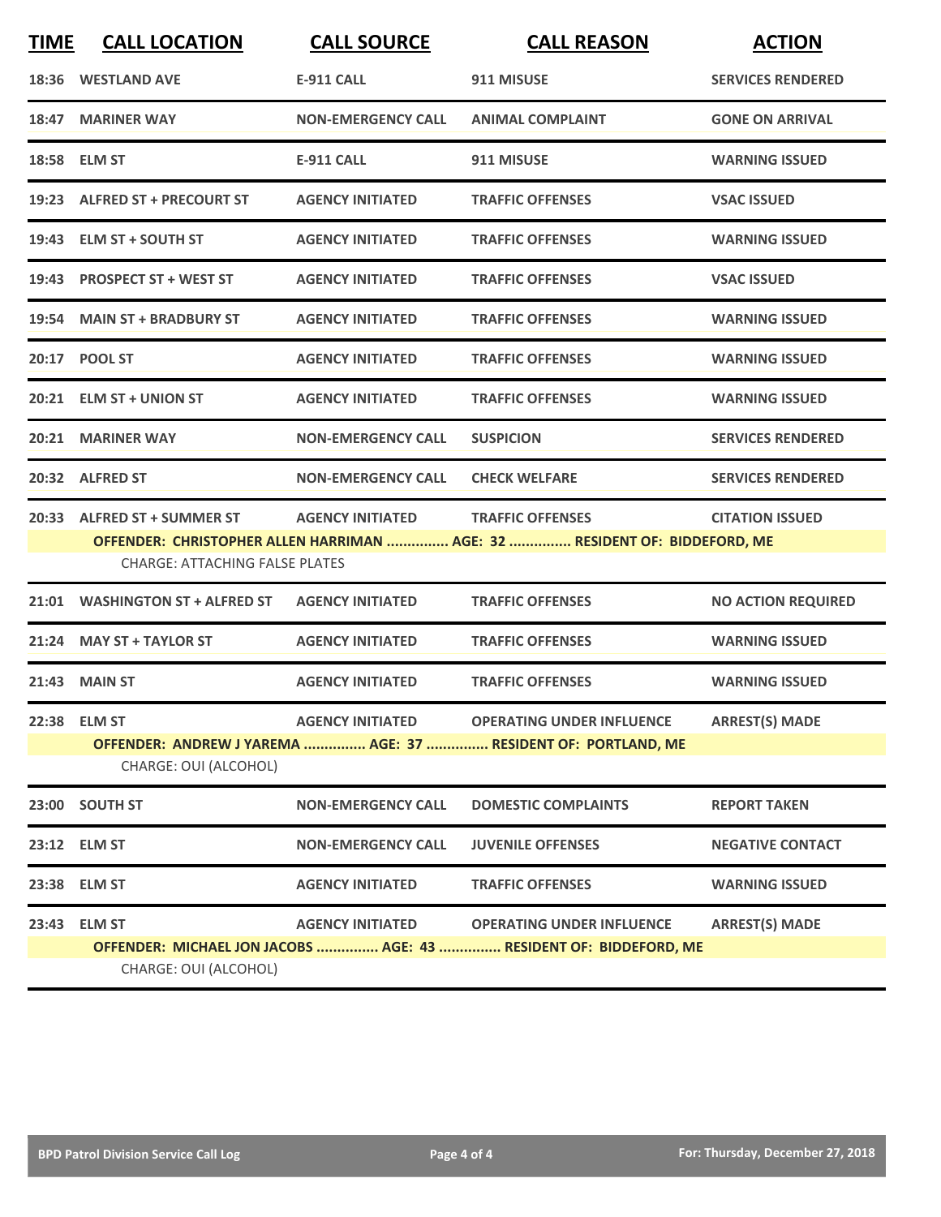| TIME | CALL LOCATION | CALL SOURCE | CALL REASON | ACTION |
|---|---|---|---|---|
| 18:36 | WESTLAND AVE | E-911 CALL | 911 MISUSE | SERVICES RENDERED |
| 18:47 | MARINER WAY | NON-EMERGENCY CALL | ANIMAL COMPLAINT | GONE ON ARRIVAL |
| 18:58 | ELM ST | E-911 CALL | 911 MISUSE | WARNING ISSUED |
| 19:23 | ALFRED ST + PRECOURT ST | AGENCY INITIATED | TRAFFIC OFFENSES | VSAC ISSUED |
| 19:43 | ELM ST + SOUTH ST | AGENCY INITIATED | TRAFFIC OFFENSES | WARNING ISSUED |
| 19:43 | PROSPECT ST + WEST ST | AGENCY INITIATED | TRAFFIC OFFENSES | VSAC ISSUED |
| 19:54 | MAIN ST + BRADBURY ST | AGENCY INITIATED | TRAFFIC OFFENSES | WARNING ISSUED |
| 20:17 | POOL ST | AGENCY INITIATED | TRAFFIC OFFENSES | WARNING ISSUED |
| 20:21 | ELM ST + UNION ST | AGENCY INITIATED | TRAFFIC OFFENSES | WARNING ISSUED |
| 20:21 | MARINER WAY | NON-EMERGENCY CALL | SUSPICION | SERVICES RENDERED |
| 20:32 | ALFRED ST | NON-EMERGENCY CALL | CHECK WELFARE | SERVICES RENDERED |
| 20:33 | ALFRED ST + SUMMER ST | AGENCY INITIATED | TRAFFIC OFFENSES | CITATION ISSUED |

**OFFENDER: CHRISTOPHER ALLEN HARRIMAN ............... AGE: 32 ............... RESIDENT OF: BIDDEFORD, ME**

CHARGE: ATTACHING FALSE PLATES

| TIME | CALL LOCATION | CALL SOURCE | CALL REASON | ACTION |
|---|---|---|---|---|
| 21:01 | WASHINGTON ST + ALFRED ST | AGENCY INITIATED | TRAFFIC OFFENSES | NO ACTION REQUIRED |
| 21:24 | MAY ST + TAYLOR ST | AGENCY INITIATED | TRAFFIC OFFENSES | WARNING ISSUED |
| 21:43 | MAIN ST | AGENCY INITIATED | TRAFFIC OFFENSES | WARNING ISSUED |
| 22:38 | ELM ST | AGENCY INITIATED | OPERATING UNDER INFLUENCE | ARREST(S) MADE |

**OFFENDER: ANDREW J YAREMA ............... AGE: 37 ............... RESIDENT OF: PORTLAND, ME**

CHARGE: OUI (ALCOHOL)

| TIME | CALL LOCATION | CALL SOURCE | CALL REASON | ACTION |
|---|---|---|---|---|
| 23:00 | SOUTH ST | NON-EMERGENCY CALL | DOMESTIC COMPLAINTS | REPORT TAKEN |
| 23:12 | ELM ST | NON-EMERGENCY CALL | JUVENILE OFFENSES | NEGATIVE CONTACT |
| 23:38 | ELM ST | AGENCY INITIATED | TRAFFIC OFFENSES | WARNING ISSUED |
| 23:43 | ELM ST | AGENCY INITIATED | OPERATING UNDER INFLUENCE | ARREST(S) MADE |

**OFFENDER: MICHAEL JON JACOBS ............... AGE: 43 ............... RESIDENT OF: BIDDEFORD, ME**

CHARGE: OUI (ALCOHOL)